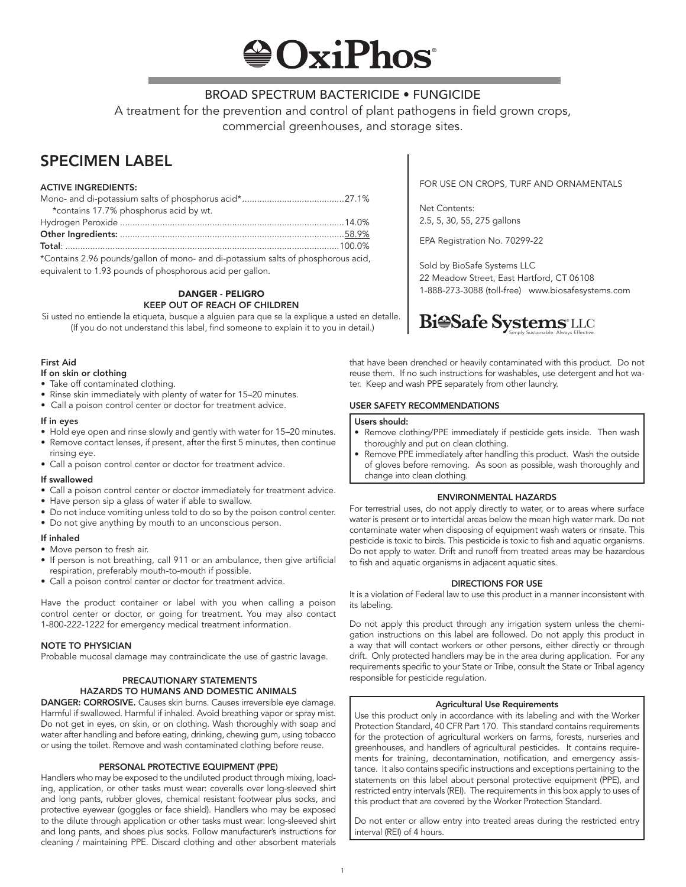# OxiPhos®

## BROAD SPECTRUM BACTERICIDE • FUNGICIDE

A treatment for the prevention and control of plant pathogens in field grown crops, commercial greenhouses, and storage sites.

## SPECIMEN LABEL

**ACTIVE INGREDIENTS:**

| | |
|---|---|
| Mono- and di-potassium salts of phosphorus acid* | 27.1% |
| *contains 17.7% phosphorus acid by wt. | |
| Hydrogen Peroxide | 14.0% |
| **Other Ingredients:** | 58.9% |
| **Total**: | 100.0% |

*Contains 2.96 pounds/gallon of mono- and di-potassium salts of phosphorous acid, equivalent to 1.93 pounds of phosphorous acid per gallon.

**DANGER - PELIGRO**
**KEEP OUT OF REACH OF CHILDREN**

Si usted no entiende la etiqueta, busque a alguien para que se la explique a usted en detalle. (If you do not understand this label, find someone to explain it to you in detail.)

FOR USE ON CROPS, TURF AND ORNAMENTALS

Net Contents:
2.5, 5, 30, 55, 275 gallons

EPA Registration No. 70299-22

Sold by BioSafe Systems LLC
22 Meadow Street, East Hartford, CT 06108
1-888-273-3088 (toll-free) www.biosafesystems.com

BioSafe Systems® LLC
Simply Sustainable. Always Effective.

### First Aid

**If on skin or clothing**
- Take off contaminated clothing.
- Rinse skin immediately with plenty of water for 15–20 minutes.
- Call a poison control center or doctor for treatment advice.

**If in eyes**
- Hold eye open and rinse slowly and gently with water for 15–20 minutes.
- Remove contact lenses, if present, after the first 5 minutes, then continue rinsing eye.
- Call a poison control center or doctor for treatment advice.

**If swallowed**
- Call a poison control center or doctor immediately for treatment advice.
- Have person sip a glass of water if able to swallow.
- Do not induce vomiting unless told to do so by the poison control center.
- Do not give anything by mouth to an unconscious person.

**If inhaled**
- Move person to fresh air.
- If person is not breathing, call 911 or an ambulance, then give artificial respiration, preferably mouth-to-mouth if possible.
- Call a poison control center or doctor for treatment advice.

Have the product container or label with you when calling a poison control center or doctor, or going for treatment. You may also contact 1-800-222-1222 for emergency medical treatment information.

### NOTE TO PHYSICIAN

Probable mucosal damage may contraindicate the use of gastric lavage.

### PRECAUTIONARY STATEMENTS
### HAZARDS TO HUMANS AND DOMESTIC ANIMALS

**DANGER: CORROSIVE.** Causes skin burns. Causes irreversible eye damage. Harmful if swallowed. Harmful if inhaled. Avoid breathing vapor or spray mist. Do not get in eyes, on skin, or on clothing. Wash thoroughly with soap and water after handling and before eating, drinking, chewing gum, using tobacco or using the toilet. Remove and wash contaminated clothing before reuse.

### PERSONAL PROTECTIVE EQUIPMENT (PPE)

Handlers who may be exposed to the undiluted product through mixing, loading, application, or other tasks must wear: coveralls over long-sleeved shirt and long pants, rubber gloves, chemical resistant footwear plus socks, and protective eyewear (goggles or face shield). Handlers who may be exposed to the dilute through application or other tasks must wear: long-sleeved shirt and long pants, and shoes plus socks. Follow manufacturer's instructions for cleaning / maintaining PPE. Discard clothing and other absorbent materials that have been drenched or heavily contaminated with this product. Do not reuse them. If no such instructions for washables, use detergent and hot water. Keep and wash PPE separately from other laundry.

### USER SAFETY RECOMMENDATIONS

**Users should:**
- Remove clothing/PPE immediately if pesticide gets inside. Then wash thoroughly and put on clean clothing.
- Remove PPE immediately after handling this product. Wash the outside of gloves before removing. As soon as possible, wash thoroughly and change into clean clothing.

### ENVIRONMENTAL HAZARDS

For terrestrial uses, do not apply directly to water, or to areas where surface water is present or to intertidal areas below the mean high water mark. Do not contaminate water when disposing of equipment wash waters or rinsate. This pesticide is toxic to birds. This pesticide is toxic to fish and aquatic organisms. Do not apply to water. Drift and runoff from treated areas may be hazardous to fish and aquatic organisms in adjacent aquatic sites.

### DIRECTIONS FOR USE

It is a violation of Federal law to use this product in a manner inconsistent with its labeling.

Do not apply this product through any irrigation system unless the chemigation instructions on this label are followed. Do not apply this product in a way that will contact workers or other persons, either directly or through drift. Only protected handlers may be in the area during application. For any requirements specific to your State or Tribe, consult the State or Tribal agency responsible for pesticide regulation.

#### Agricultural Use Requirements

Use this product only in accordance with its labeling and with the Worker Protection Standard, 40 CFR Part 170. This standard contains requirements for the protection of agricultural workers on farms, forests, nurseries and greenhouses, and handlers of agricultural pesticides. It contains requirements for training, decontamination, notification, and emergency assistance. It also contains specific instructions and exceptions pertaining to the statements on this label about personal protective equipment (PPE), and restricted entry intervals (REI). The requirements in this box apply to uses of this product that are covered by the Worker Protection Standard.

Do not enter or allow entry into treated areas during the restricted entry interval (REI) of 4 hours.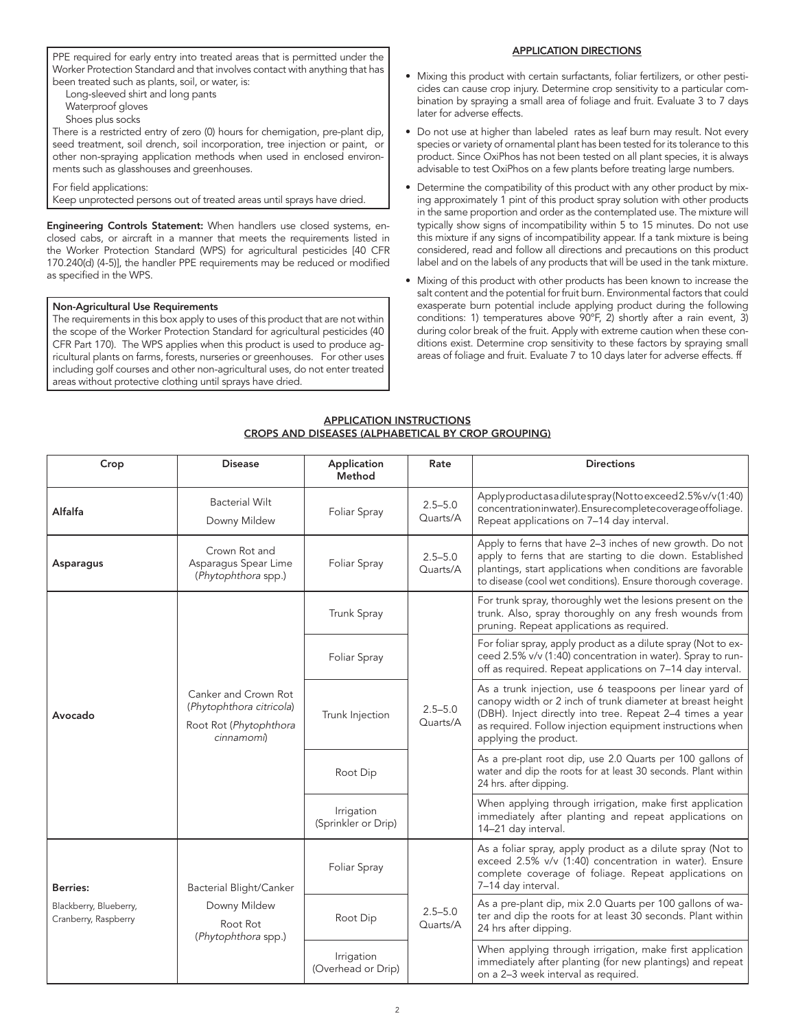PPE required for early entry into treated areas that is permitted under the Worker Protection Standard and that involves contact with anything that has been treated such as plants, soil, or water, is:

Long-sleeved shirt and long pants
Waterproof gloves
Shoes plus socks

There is a restricted entry of zero (0) hours for chemigation, pre-plant dip, seed treatment, soil drench, soil incorporation, tree injection or paint, or other non-spraying application methods when used in enclosed environments such as glasshouses and greenhouses.

For field applications:
Keep unprotected persons out of treated areas until sprays have dried.

**Engineering Controls Statement:** When handlers use closed systems, enclosed cabs, or aircraft in a manner that meets the requirements listed in the Worker Protection Standard (WPS) for agricultural pesticides [40 CFR 170.240(d) (4-5)], the handler PPE requirements may be reduced or modified as specified in the WPS.

**Non-Agricultural Use Requirements**

The requirements in this box apply to uses of this product that are not within the scope of the Worker Protection Standard for agricultural pesticides (40 CFR Part 170). The WPS applies when this product is used to produce agricultural plants on farms, forests, nurseries or greenhouses. For other uses including golf courses and other non-agricultural uses, do not enter treated areas without protective clothing until sprays have dried.

## APPLICATION DIRECTIONS

- Mixing this product with certain surfactants, foliar fertilizers, or other pesticides can cause crop injury. Determine crop sensitivity to a particular combination by spraying a small area of foliage and fruit. Evaluate 3 to 7 days later for adverse effects.
- Do not use at higher than labeled rates as leaf burn may result. Not every species or variety of ornamental plant has been tested for its tolerance to this product. Since OxiPhos has not been tested on all plant species, it is always advisable to test OxiPhos on a few plants before treating large numbers.
- Determine the compatibility of this product with any other product by mixing approximately 1 pint of this product spray solution with other products in the same proportion and order as the contemplated use. The mixture will typically show signs of incompatibility within 5 to 15 minutes. Do not use this mixture if any signs of incompatibility appear. If a tank mixture is being considered, read and follow all directions and precautions on this product label and on the labels of any products that will be used in the tank mixture.
- Mixing of this product with other products has been known to increase the salt content and the potential for fruit burn. Environmental factors that could exasperate burn potential include applying product during the following conditions: 1) temperatures above 90°F, 2) shortly after a rain event, 3) during color break of the fruit. Apply with extreme caution when these conditions exist. Determine crop sensitivity to these factors by spraying small areas of foliage and fruit. Evaluate 7 to 10 days later for adverse effects. ff

## APPLICATION INSTRUCTIONS
## CROPS AND DISEASES (ALPHABETICAL BY CROP GROUPING)

| Crop | Disease | Application Method | Rate | Directions |
|---|---|---|---|---|
| **Alfalfa** | Bacterial Wilt<br>Downy Mildew | Foliar Spray | 2.5–5.0 Quarts/A | Apply product as a dilute spray (Not to exceed 2.5% v/v (1:40) concentration in water). Ensure complete coverage of foliage. Repeat applications on 7–14 day interval. |
| **Asparagus** | Crown Rot and Asparagus Spear Lime (*Phytophthora* spp.) | Foliar Spray | 2.5–5.0 Quarts/A | Apply to ferns that have 2–3 inches of new growth. Do not apply to ferns that are starting to die down. Established plantings, start applications when conditions are favorable to disease (cool wet conditions). Ensure thorough coverage. |
| **Avocado** | Canker and Crown Rot (*Phytophthora citricola*)<br>Root Rot (*Phytophthora cinnamomi*) | Trunk Spray | 2.5–5.0 Quarts/A | For trunk spray, thoroughly wet the lesions present on the trunk. Also, spray thoroughly on any fresh wounds from pruning. Repeat applications as required. |
| | | Foliar Spray | | For foliar spray, apply product as a dilute spray (Not to exceed 2.5% v/v (1:40) concentration in water). Spray to run-off as required. Repeat applications on 7–14 day interval. |
| | | Trunk Injection | | As a trunk injection, use 6 teaspoons per linear yard of canopy width or 2 inch of trunk diameter at breast height (DBH). Inject directly into tree. Repeat 2–4 times a year as required. Follow injection equipment instructions when applying the product. |
| | | Root Dip | | As a pre-plant root dip, use 2.0 Quarts per 100 gallons of water and dip the roots for at least 30 seconds. Plant within 24 hrs. after dipping. |
| | | Irrigation (Sprinkler or Drip) | | When applying through irrigation, make first application immediately after planting and repeat applications on 14–21 day interval. |
| **Berries:**<br>Blackberry, Blueberry, Cranberry, Raspberry | Bacterial Blight/Canker<br>Downy Mildew<br>Root Rot (*Phytophthora* spp.) | Foliar Spray | 2.5–5.0 Quarts/A | As a foliar spray, apply product as a dilute spray (Not to exceed 2.5% v/v (1:40) concentration in water). Ensure complete coverage of foliage. Repeat applications on 7–14 day interval. |
| | | Root Dip | | As a pre-plant dip, mix 2.0 Quarts per 100 gallons of water and dip the roots for at least 30 seconds. Plant within 24 hrs after dipping. |
| | | Irrigation (Overhead or Drip) | | When applying through irrigation, make first application immediately after planting (for new plantings) and repeat on a 2–3 week interval as required. |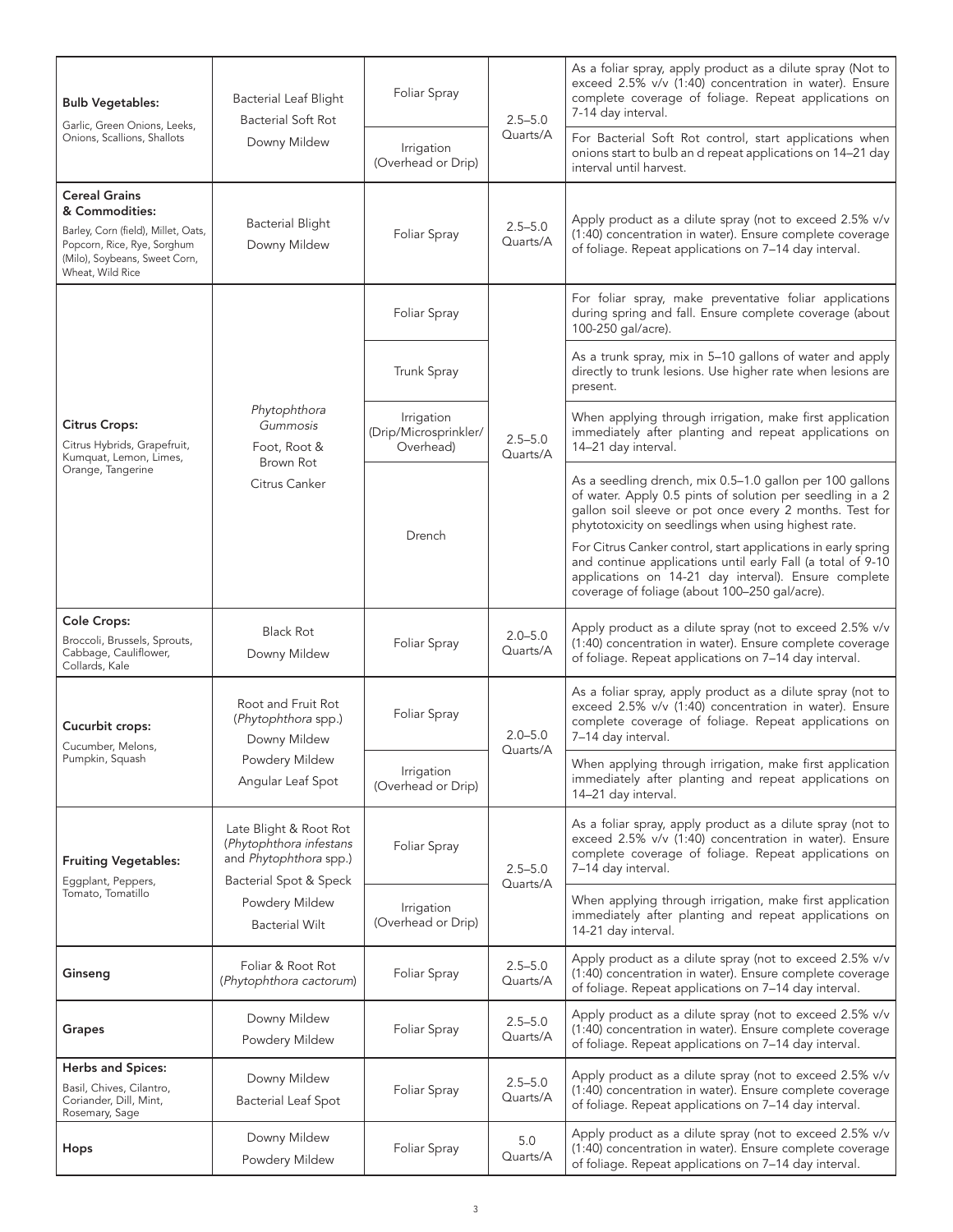| | | | | |
|---|---|---|---|---|
| **Bulb Vegetables:** Garlic, Green Onions, Leeks, Onions, Scallions, Shallots | Bacterial Leaf Blight<br>Bacterial Soft Rot<br>Downy Mildew | Foliar Spray | 2.5–5.0 Quarts/A | As a foliar spray, apply product as a dilute spray (Not to exceed 2.5% v/v (1:40) concentration in water). Ensure complete coverage of foliage. Repeat applications on 7-14 day interval. |
| | | Irrigation (Overhead or Drip) | | For Bacterial Soft Rot control, start applications when onions start to bulb an d repeat applications on 14–21 day interval until harvest. |
| **Cereal Grains & Commodities:** Barley, Corn (field), Millet, Oats, Popcorn, Rice, Rye, Sorghum (Milo), Soybeans, Sweet Corn, Wheat, Wild Rice | Bacterial Blight<br>Downy Mildew | Foliar Spray | 2.5–5.0 Quarts/A | Apply product as a dilute spray (not to exceed 2.5% v/v (1:40) concentration in water). Ensure complete coverage of foliage. Repeat applications on 7–14 day interval. |
| **Citrus Crops:** Citrus Hybrids, Grapefruit, Kumquat, Lemon, Limes, Orange, Tangerine | *Phytophthora Gummosis*<br>Foot, Root & Brown Rot<br>Citrus Canker | Foliar Spray | 2.5–5.0 Quarts/A | For foliar spray, make preventative foliar applications during spring and fall. Ensure complete coverage (about 100-250 gal/acre). |
| | | Trunk Spray | | As a trunk spray, mix in 5–10 gallons of water and apply directly to trunk lesions. Use higher rate when lesions are present. |
| | | Irrigation (Drip/Microsprinkler/ Overhead) | | When applying through irrigation, make first application immediately after planting and repeat applications on 14–21 day interval. |
| | | Drench | | As a seedling drench, mix 0.5–1.0 gallon per 100 gallons of water. Apply 0.5 pints of solution per seedling in a 2 gallon soil sleeve or pot once every 2 months. Test for phytotoxicity on seedlings when using highest rate.<br>For Citrus Canker control, start applications in early spring and continue applications until early Fall (a total of 9-10 applications on 14-21 day interval). Ensure complete coverage of foliage (about 100–250 gal/acre). |
| **Cole Crops:** Broccoli, Brussels, Sprouts, Cabbage, Cauliflower, Collards, Kale | Black Rot<br>Downy Mildew | Foliar Spray | 2.0–5.0 Quarts/A | Apply product as a dilute spray (not to exceed 2.5% v/v (1:40) concentration in water). Ensure complete coverage of foliage. Repeat applications on 7–14 day interval. |
| **Cucurbit crops:** Cucumber, Melons, Pumpkin, Squash | Root and Fruit Rot (*Phytophthora* spp.)<br>Downy Mildew<br>Powdery Mildew<br>Angular Leaf Spot | Foliar Spray | 2.0–5.0 Quarts/A | As a foliar spray, apply product as a dilute spray (not to exceed 2.5% v/v (1:40) concentration in water). Ensure complete coverage of foliage. Repeat applications on 7–14 day interval. |
| | | Irrigation (Overhead or Drip) | | When applying through irrigation, make first application immediately after planting and repeat applications on 14–21 day interval. |
| **Fruiting Vegetables:** Eggplant, Peppers, Tomato, Tomatillo | Late Blight & Root Rot (*Phytophthora infestans* and *Phytophthora* spp.)<br>Bacterial Spot & Speck<br>Powdery Mildew<br>Bacterial Wilt | Foliar Spray | 2.5–5.0 Quarts/A | As a foliar spray, apply product as a dilute spray (not to exceed 2.5% v/v (1:40) concentration in water). Ensure complete coverage of foliage. Repeat applications on 7–14 day interval. |
| | | Irrigation (Overhead or Drip) | | When applying through irrigation, make first application immediately after planting and repeat applications on 14-21 day interval. |
| **Ginseng** | Foliar & Root Rot (*Phytophthora cactorum*) | Foliar Spray | 2.5–5.0 Quarts/A | Apply product as a dilute spray (not to exceed 2.5% v/v (1:40) concentration in water). Ensure complete coverage of foliage. Repeat applications on 7–14 day interval. |
| **Grapes** | Downy Mildew<br>Powdery Mildew | Foliar Spray | 2.5–5.0 Quarts/A | Apply product as a dilute spray (not to exceed 2.5% v/v (1:40) concentration in water). Ensure complete coverage of foliage. Repeat applications on 7–14 day interval. |
| **Herbs and Spices:** Basil, Chives, Cilantro, Coriander, Dill, Mint, Rosemary, Sage | Downy Mildew<br>Bacterial Leaf Spot | Foliar Spray | 2.5–5.0 Quarts/A | Apply product as a dilute spray (not to exceed 2.5% v/v (1:40) concentration in water). Ensure complete coverage of foliage. Repeat applications on 7–14 day interval. |
| **Hops** | Downy Mildew<br>Powdery Mildew | Foliar Spray | 5.0 Quarts/A | Apply product as a dilute spray (not to exceed 2.5% v/v (1:40) concentration in water). Ensure complete coverage of foliage. Repeat applications on 7–14 day interval. |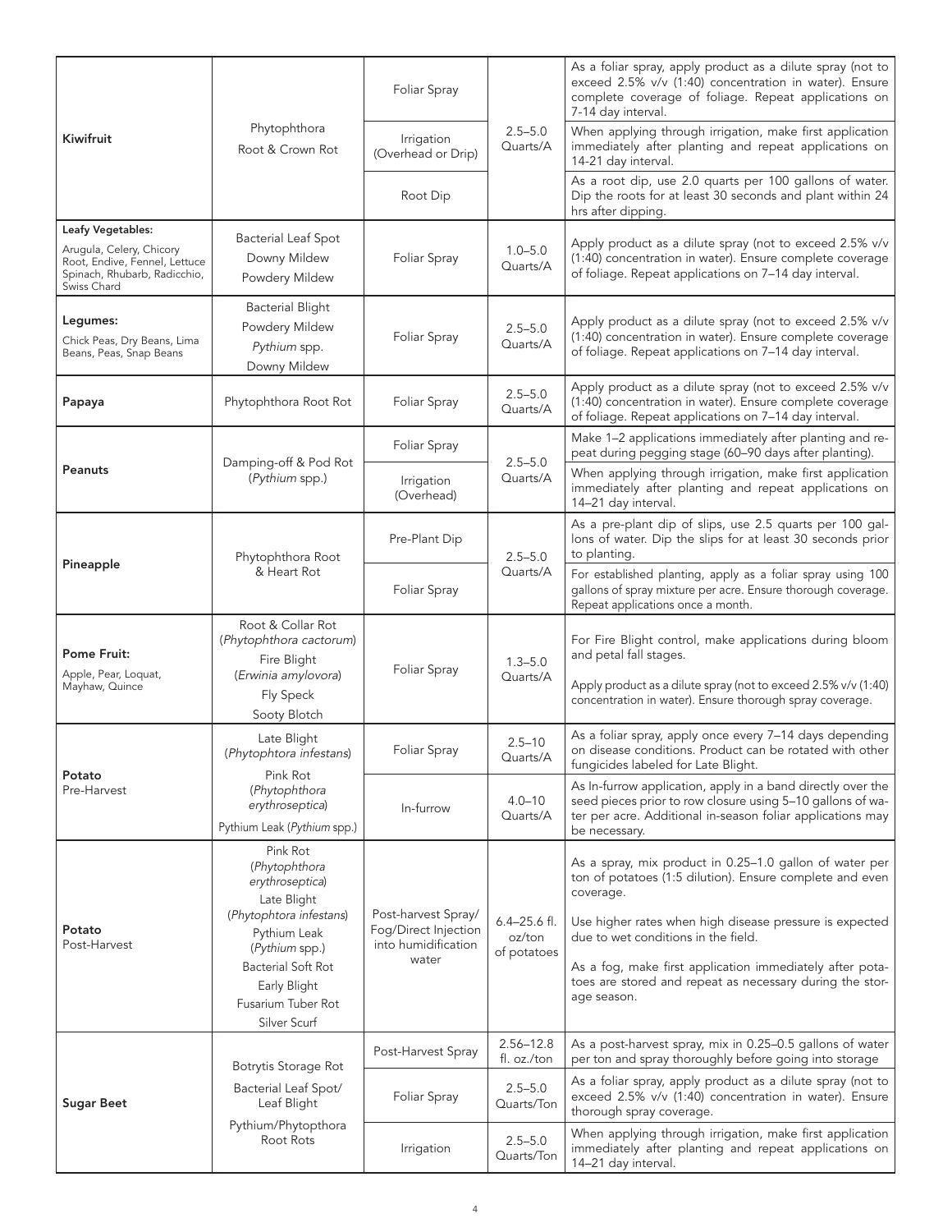| | | | | |
|---|---|---|---|---|
| **Kiwifruit** | Phytophthora Root & Crown Rot | Foliar Spray | 2.5–5.0 Quarts/A | As a foliar spray, apply product as a dilute spray (not to exceed 2.5% v/v (1:40) concentration in water). Ensure complete coverage of foliage. Repeat applications on 7-14 day interval. |
| | | Irrigation (Overhead or Drip) | | When applying through irrigation, make first application immediately after planting and repeat applications on 14-21 day interval. |
| | | Root Dip | | As a root dip, use 2.0 quarts per 100 gallons of water. Dip the roots for at least 30 seconds and plant within 24 hrs after dipping. |
| **Leafy Vegetables:** Arugula, Celery, Chicory Root, Endive, Fennel, Lettuce Spinach, Rhubarb, Radicchio, Swiss Chard | Bacterial Leaf Spot<br>Downy Mildew<br>Powdery Mildew | Foliar Spray | 1.0–5.0 Quarts/A | Apply product as a dilute spray (not to exceed 2.5% v/v (1:40) concentration in water). Ensure complete coverage of foliage. Repeat applications on 7–14 day interval. |
| **Legumes:** Chick Peas, Dry Beans, Lima Beans, Peas, Snap Beans | Bacterial Blight<br>Powdery Mildew<br>*Pythium* spp.<br>Downy Mildew | Foliar Spray | 2.5–5.0 Quarts/A | Apply product as a dilute spray (not to exceed 2.5% v/v (1:40) concentration in water). Ensure complete coverage of foliage. Repeat applications on 7–14 day interval. |
| **Papaya** | Phytophthora Root Rot | Foliar Spray | 2.5–5.0 Quarts/A | Apply product as a dilute spray (not to exceed 2.5% v/v (1:40) concentration in water). Ensure complete coverage of foliage. Repeat applications on 7–14 day interval. |
| **Peanuts** | Damping-off & Pod Rot (*Pythium* spp.) | Foliar Spray | 2.5–5.0 Quarts/A | Make 1–2 applications immediately after planting and repeat during pegging stage (60–90 days after planting). |
| | | Irrigation (Overhead) | | When applying through irrigation, make first application immediately after planting and repeat applications on 14–21 day interval. |
| **Pineapple** | Phytophthora Root & Heart Rot | Pre-Plant Dip | 2.5–5.0 Quarts/A | As a pre-plant dip of slips, use 2.5 quarts per 100 gallons of water. Dip the slips for at least 30 seconds prior to planting. |
| | | Foliar Spray | | For established planting, apply as a foliar spray using 100 gallons of spray mixture per acre. Ensure thorough coverage. Repeat applications once a month. |
| **Pome Fruit:** Apple, Pear, Loquat, Mayhaw, Quince | Root & Collar Rot (*Phytophthora cactorum*)<br>Fire Blight (*Erwinia amylovora*)<br>Fly Speck<br>Sooty Blotch | Foliar Spray | 1.3–5.0 Quarts/A | For Fire Blight control, make applications during bloom and petal fall stages.<br><br>Apply product as a dilute spray (not to exceed 2.5% v/v (1:40) concentration in water). Ensure thorough spray coverage. |
| **Potato** Pre-Harvest | Late Blight (*Phytophtora infestans*)<br>Pink Rot (*Phytophthora erythroseptica*)<br>Pythium Leak (*Pythium* spp.) | Foliar Spray | 2.5–10 Quarts/A | As a foliar spray, apply once every 7–14 days depending on disease conditions. Product can be rotated with other fungicides labeled for Late Blight. |
| | | In-furrow | 4.0–10 Quarts/A | As In-furrow application, apply in a band directly over the seed pieces prior to row closure using 5–10 gallons of water per acre. Additional in-season foliar applications may be necessary. |
| **Potato** Post-Harvest | Pink Rot (*Phytophthora erythroseptica*)<br>Late Blight (*Phytophtora infestans*)<br>Pythium Leak (*Pythium* spp.)<br>Bacterial Soft Rot<br>Early Blight<br>Fusarium Tuber Rot<br>Silver Scurf | Post-harvest Spray/ Fog/Direct Injection into humidification water | 6.4–25.6 fl. oz/ton of potatoes | As a spray, mix product in 0.25–1.0 gallon of water per ton of potatoes (1:5 dilution). Ensure complete and even coverage.<br><br>Use higher rates when high disease pressure is expected due to wet conditions in the field.<br><br>As a fog, make first application immediately after potatoes are stored and repeat as necessary during the storage season. |
| **Sugar Beet** | Botrytis Storage Rot<br>Bacterial Leaf Spot/ Leaf Blight<br>Pythium/Phytopthora Root Rots | Post-Harvest Spray | 2.56–12.8 fl. oz./ton | As a post-harvest spray, mix in 0.25–0.5 gallons of water per ton and spray thoroughly before going into storage |
| | | Foliar Spray | 2.5–5.0 Quarts/Ton | As a foliar spray, apply product as a dilute spray (not to exceed 2.5% v/v (1:40) concentration in water). Ensure thorough spray coverage. |
| | | Irrigation | 2.5–5.0 Quarts/Ton | When applying through irrigation, make first application immediately after planting and repeat applications on 14–21 day interval. |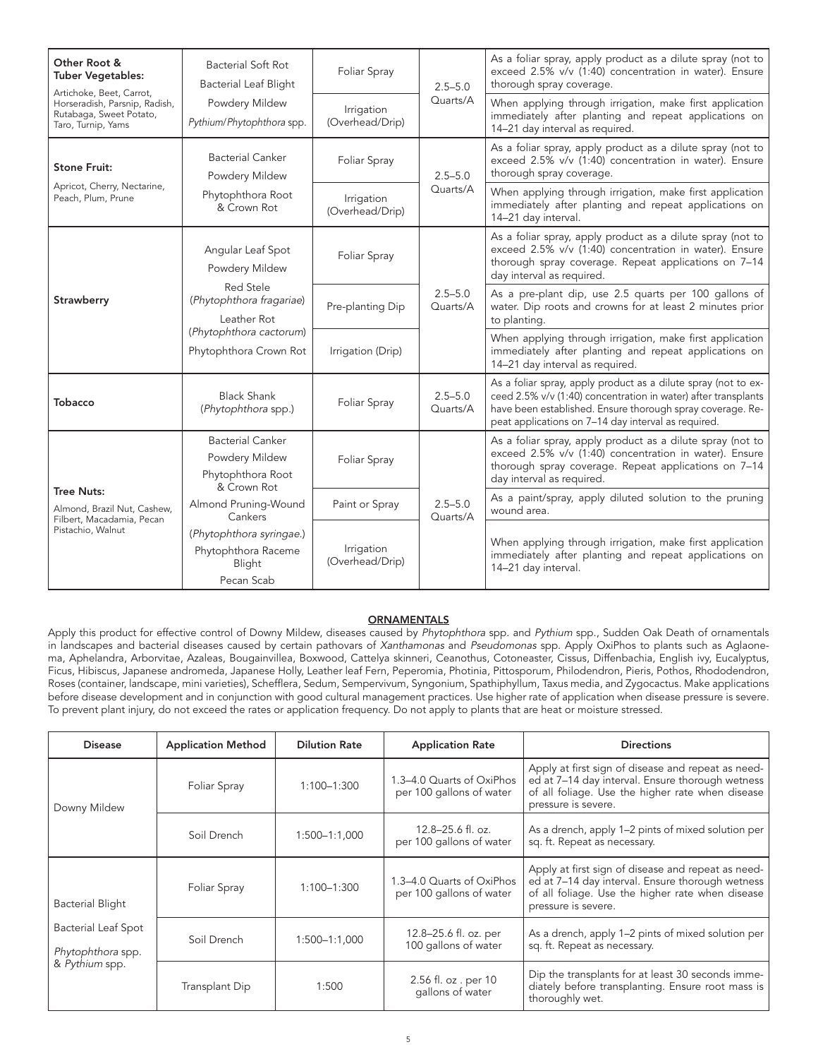| Other Root & Tuber Vegetables: Artichoke, Beet, Carrot, Horseradish, Parsnip, Radish, Rutabaga, Sweet Potato, Taro, Turnip, Yams | Bacterial Soft Rot<br>Bacterial Leaf Blight<br>Powdery Mildew<br>*Pythium*/*Phytophthora* spp. | Foliar Spray | 2.5–5.0 Quarts/A | As a foliar spray, apply product as a dilute spray (not to exceed 2.5% v/v (1:40) concentration in water). Ensure thorough spray coverage. |
|---|---|---|---|---|
| | | Irrigation (Overhead/Drip) | | When applying through irrigation, make first application immediately after planting and repeat applications on 14–21 day interval as required. |
| **Stone Fruit:** Apricot, Cherry, Nectarine, Peach, Plum, Prune | Bacterial Canker<br>Powdery Mildew<br>Phytophthora Root & Crown Rot | Foliar Spray | 2.5–5.0 Quarts/A | As a foliar spray, apply product as a dilute spray (not to exceed 2.5% v/v (1:40) concentration in water). Ensure thorough spray coverage. |
| | | Irrigation (Overhead/Drip) | | When applying through irrigation, make first application immediately after planting and repeat applications on 14–21 day interval. |
| **Strawberry** | Angular Leaf Spot<br>Powdery Mildew<br>Red Stele (*Phytophthora fragariae*)<br>Leather Rot (*Phytophthora cactorum*)<br>Phytophthora Crown Rot | Foliar Spray | 2.5–5.0 Quarts/A | As a foliar spray, apply product as a dilute spray (not to exceed 2.5% v/v (1:40) concentration in water). Ensure thorough spray coverage. Repeat applications on 7–14 day interval as required. |
| | | Pre-planting Dip | | As a pre-plant dip, use 2.5 quarts per 100 gallons of water. Dip roots and crowns for at least 2 minutes prior to planting. |
| | | Irrigation (Drip) | | When applying through irrigation, make first application immediately after planting and repeat applications on 14–21 day interval as required. |
| **Tobacco** | Black Shank (*Phytophthora* spp.) | Foliar Spray | 2.5–5.0 Quarts/A | As a foliar spray, apply product as a dilute spray (not to exceed 2.5% v/v (1:40) concentration in water) after transplants have been established. Ensure thorough spray coverage. Repeat applications on 7–14 day interval as required. |
| **Tree Nuts:** Almond, Brazil Nut, Cashew, Filbert, Macadamia, Pecan Pistachio, Walnut | Bacterial Canker<br>Powdery Mildew<br>Phytophthora Root & Crown Rot<br>Almond Pruning-Wound Cankers<br>(*Phytophthora syringae*.)<br>Phytophthora Raceme Blight<br>Pecan Scab | Foliar Spray | 2.5–5.0 Quarts/A | As a foliar spray, apply product as a dilute spray (not to exceed 2.5% v/v (1:40) concentration in water). Ensure thorough spray coverage. Repeat applications on 7–14 day interval as required. |
| | | Paint or Spray | | As a paint/spray, apply diluted solution to the pruning wound area. |
| | | Irrigation (Overhead/Drip) | | When applying through irrigation, make first application immediately after planting and repeat applications on 14–21 day interval. |

## ORNAMENTALS

Apply this product for effective control of Downy Mildew, diseases caused by *Phytophthora* spp. and *Pythium* spp., Sudden Oak Death of ornamentals in landscapes and bacterial diseases caused by certain pathovars of *Xanthamonas* and *Pseudomonas* spp. Apply OxiPhos to plants such as Aglaonema, Aphelandra, Arborvitae, Azaleas, Bougainvillea, Boxwood, Cattelya skinneri, Ceanothus, Cotoneaster, Cissus, Diffenbachia, English ivy, Eucalyptus, Ficus, Hibiscus, Japanese andromeda, Japanese Holly, Leather leaf Fern, Peperomia, Photinia, Pittosporum, Philodendron, Pieris, Pothos, Rhododendron, Roses (container, landscape, mini varieties), Schefflera, Sedum, Sempervivum, Syngonium, Spathiphyllum, Taxus media, and Zygocactus. Make applications before disease development and in conjunction with good cultural management practices. Use higher rate of application when disease pressure is severe. To prevent plant injury, do not exceed the rates or application frequency. Do not apply to plants that are heat or moisture stressed.

| Disease | Application Method | Dilution Rate | Application Rate | Directions |
|---|---|---|---|---|
| Downy Mildew | Foliar Spray | 1:100–1:300 | 1.3–4.0 Quarts of OxiPhos per 100 gallons of water | Apply at first sign of disease and repeat as needed at 7–14 day interval. Ensure thorough wetness of all foliage. Use the higher rate when disease pressure is severe. |
| | Soil Drench | 1:500–1:1,000 | 12.8–25.6 fl. oz. per 100 gallons of water | As a drench, apply 1–2 pints of mixed solution per sq. ft. Repeat as necessary. |
| Bacterial Blight<br>Bacterial Leaf Spot<br>*Phytophthora* spp. & *Pythium* spp. | Foliar Spray | 1:100–1:300 | 1.3–4.0 Quarts of OxiPhos per 100 gallons of water | Apply at first sign of disease and repeat as needed at 7–14 day interval. Ensure thorough wetness of all foliage. Use the higher rate when disease pressure is severe. |
| | Soil Drench | 1:500–1:1,000 | 12.8–25.6 fl. oz. per 100 gallons of water | As a drench, apply 1–2 pints of mixed solution per sq. ft. Repeat as necessary. |
| | Transplant Dip | 1:500 | 2.56 fl. oz . per 10 gallons of water | Dip the transplants for at least 30 seconds immediately before transplanting. Ensure root mass is thoroughly wet. |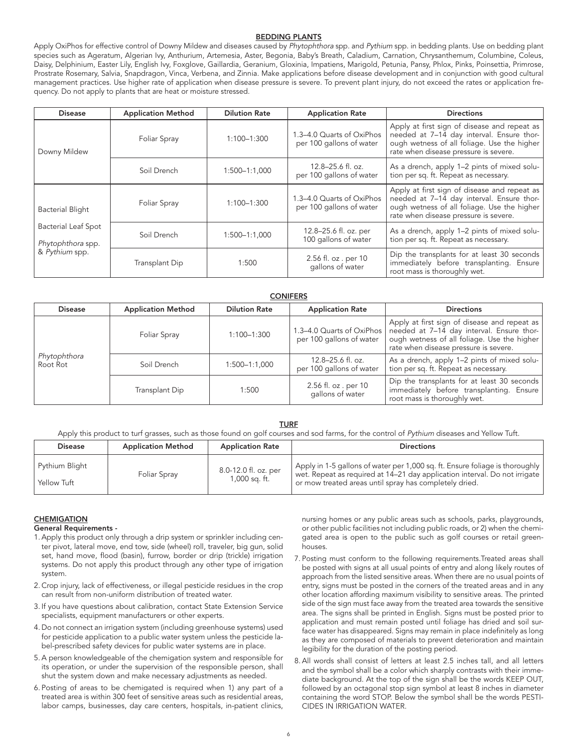## BEDDING PLANTS

Apply OxiPhos for effective control of Downy Mildew and diseases caused by *Phytophthora* spp. and *Pythium* spp. in bedding plants. Use on bedding plant species such as Ageratum, Algerian Ivy, Anthurium, Artemesia, Aster, Begonia, Baby's Breath, Caladium, Carnation, Chrysanthemum, Columbine, Coleus, Daisy, Delphinium, Easter Lily, English Ivy, Foxglove, Gaillardia, Geranium, Gloxinia, Impatiens, Marigold, Petunia, Pansy, Phlox, Pinks, Poinsettia, Primrose, Prostrate Rosemary, Salvia, Snapdragon, Vinca, Verbena, and Zinnia. Make applications before disease development and in conjunction with good cultural management practices. Use higher rate of application when disease pressure is severe. To prevent plant injury, do not exceed the rates or application frequency. Do not apply to plants that are heat or moisture stressed.

| Disease | Application Method | Dilution Rate | Application Rate | Directions |
|---|---|---|---|---|
| Downy Mildew | Foliar Spray | 1:100–1:300 | 1.3–4.0 Quarts of OxiPhos per 100 gallons of water | Apply at first sign of disease and repeat as needed at 7–14 day interval. Ensure thorough wetness of all foliage. Use the higher rate when disease pressure is severe. |
| | Soil Drench | 1:500–1:1,000 | 12.8–25.6 fl. oz. per 100 gallons of water | As a drench, apply 1–2 pints of mixed solution per sq. ft. Repeat as necessary. |
| Bacterial Blight<br>Bacterial Leaf Spot<br>*Phytophthora* spp. & *Pythium* spp. | Foliar Spray | 1:100–1:300 | 1.3–4.0 Quarts of OxiPhos per 100 gallons of water | Apply at first sign of disease and repeat as needed at 7–14 day interval. Ensure thorough wetness of all foliage. Use the higher rate when disease pressure is severe. |
| | Soil Drench | 1:500–1:1,000 | 12.8–25.6 fl. oz. per 100 gallons of water | As a drench, apply 1–2 pints of mixed solution per sq. ft. Repeat as necessary. |
| | Transplant Dip | 1:500 | 2.56 fl. oz . per 10 gallons of water | Dip the transplants for at least 30 seconds immediately before transplanting. Ensure root mass is thoroughly wet. |

## CONIFERS

| Disease | Application Method | Dilution Rate | Application Rate | Directions |
|---|---|---|---|---|
| *Phytophthora* Root Rot | Foliar Spray | 1:100–1:300 | 1.3–4.0 Quarts of OxiPhos per 100 gallons of water | Apply at first sign of disease and repeat as needed at 7–14 day interval. Ensure thorough wetness of all foliage. Use the higher rate when disease pressure is severe. |
| | Soil Drench | 1:500–1:1,000 | 12.8–25.6 fl. oz. per 100 gallons of water | As a drench, apply 1–2 pints of mixed solution per sq. ft. Repeat as necessary. |
| | Transplant Dip | 1:500 | 2.56 fl. oz . per 10 gallons of water | Dip the transplants for at least 30 seconds immediately before transplanting. Ensure root mass is thoroughly wet. |

## TURF

Apply this product to turf grasses, such as those found on golf courses and sod farms, for the control of *Pythium* diseases and Yellow Tuft.

| Disease | Application Method | Application Rate | Directions |
|---|---|---|---|
| Pythium Blight<br>Yellow Tuft | Foliar Spray | 8.0-12.0 fl. oz. per 1,000 sq. ft. | Apply in 1-5 gallons of water per 1,000 sq. ft. Ensure foliage is thoroughly wet. Repeat as required at 14–21 day application interval. Do not irrigate or mow treated areas until spray has completely dried. |

## CHEMIGATION

**General Requirements -**

1. Apply this product only through a drip system or sprinkler including center pivot, lateral move, end tow, side (wheel) roll, traveler, big gun, solid set, hand move, flood (basin), furrow, border or drip (trickle) irrigation systems. Do not apply this product through any other type of irrigation system.
2. Crop injury, lack of effectiveness, or illegal pesticide residues in the crop can result from non-uniform distribution of treated water.
3. If you have questions about calibration, contact State Extension Service specialists, equipment manufacturers or other experts.
4. Do not connect an irrigation system (including greenhouse systems) used for pesticide application to a public water system unless the pesticide label-prescribed safety devices for public water systems are in place.
5. A person knowledgeable of the chemigation system and responsible for its operation, or under the supervision of the responsible person, shall shut the system down and make necessary adjustments as needed.
6. Posting of areas to be chemigated is required when 1) any part of a treated area is within 300 feet of sensitive areas such as residential areas, labor camps, businesses, day care centers, hospitals, in-patient clinics, nursing homes or any public areas such as schools, parks, playgrounds, or other public facilities not including public roads, or 2) when the chemigated area is open to the public such as golf courses or retail greenhouses.
7. Posting must conform to the following requirements.Treated areas shall be posted with signs at all usual points of entry and along likely routes of approach from the listed sensitive areas. When there are no usual points of entry, signs must be posted in the corners of the treated areas and in any other location affording maximum visibility to sensitive areas. The printed side of the sign must face away from the treated area towards the sensitive area. The signs shall be printed in English. Signs must be posted prior to application and must remain posted until foliage has dried and soil surface water has disappeared. Signs may remain in place indefinitely as long as they are composed of materials to prevent deterioration and maintain legibility for the duration of the posting period.
8. All words shall consist of letters at least 2.5 inches tall, and all letters and the symbol shall be a color which sharply contrasts with their immediate background. At the top of the sign shall be the words KEEP OUT, followed by an octagonal stop sign symbol at least 8 inches in diameter containing the word STOP. Below the symbol shall be the words PESTICIDES IN IRRIGATION WATER.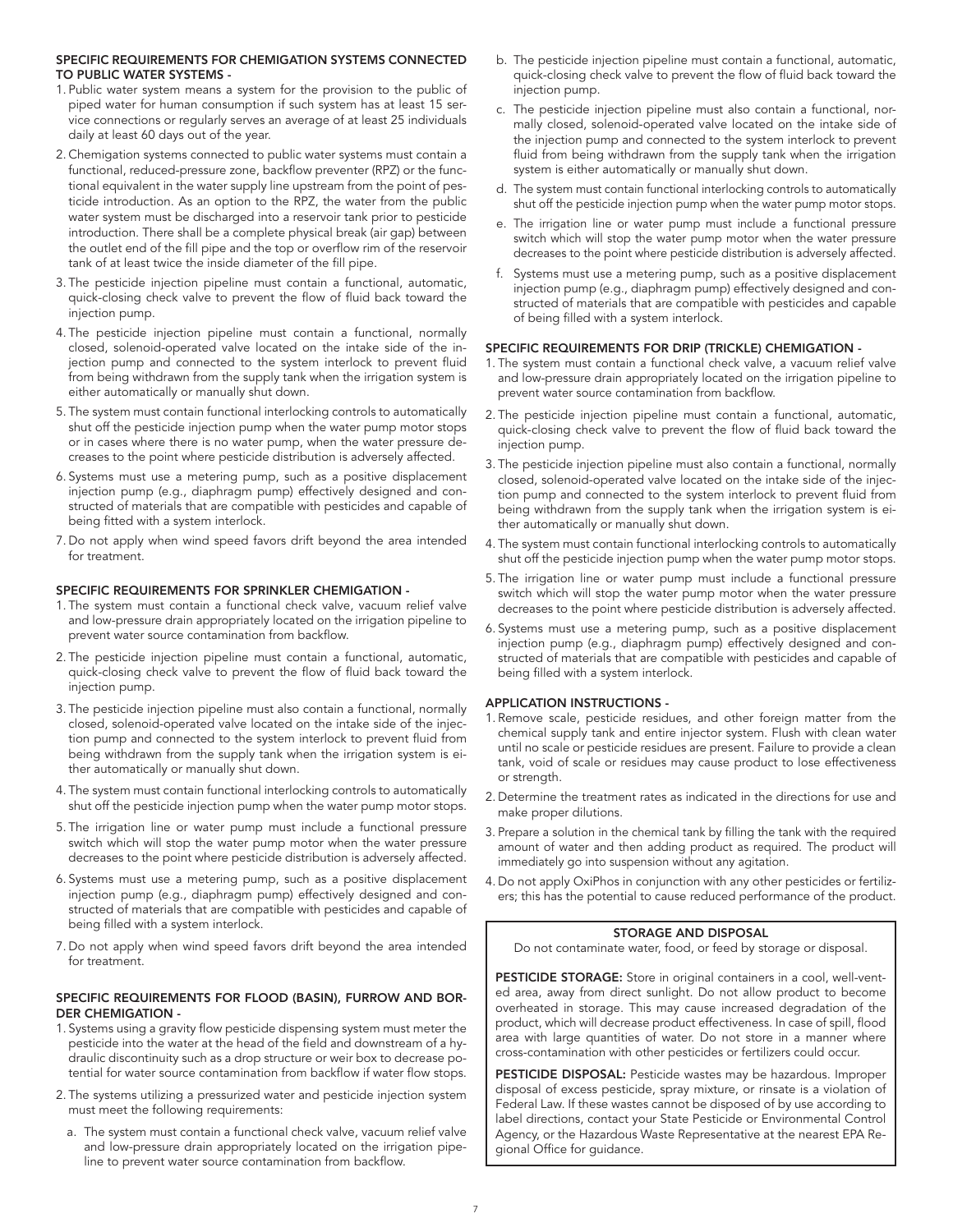### SPECIFIC REQUIREMENTS FOR CHEMIGATION SYSTEMS CONNECTED TO PUBLIC WATER SYSTEMS -

1. Public water system means a system for the provision to the public of piped water for human consumption if such system has at least 15 service connections or regularly serves an average of at least 25 individuals daily at least 60 days out of the year.
2. Chemigation systems connected to public water systems must contain a functional, reduced-pressure zone, backflow preventer (RPZ) or the functional equivalent in the water supply line upstream from the point of pesticide introduction. As an option to the RPZ, the water from the public water system must be discharged into a reservoir tank prior to pesticide introduction. There shall be a complete physical break (air gap) between the outlet end of the fill pipe and the top or overflow rim of the reservoir tank of at least twice the inside diameter of the fill pipe.
3. The pesticide injection pipeline must contain a functional, automatic, quick-closing check valve to prevent the flow of fluid back toward the injection pump.
4. The pesticide injection pipeline must contain a functional, normally closed, solenoid-operated valve located on the intake side of the injection pump and connected to the system interlock to prevent fluid from being withdrawn from the supply tank when the irrigation system is either automatically or manually shut down.
5. The system must contain functional interlocking controls to automatically shut off the pesticide injection pump when the water pump motor stops or in cases where there is no water pump, when the water pressure decreases to the point where pesticide distribution is adversely affected.
6. Systems must use a metering pump, such as a positive displacement injection pump (e.g., diaphragm pump) effectively designed and constructed of materials that are compatible with pesticides and capable of being fitted with a system interlock.
7. Do not apply when wind speed favors drift beyond the area intended for treatment.

### SPECIFIC REQUIREMENTS FOR SPRINKLER CHEMIGATION -

1. The system must contain a functional check valve, vacuum relief valve and low-pressure drain appropriately located on the irrigation pipeline to prevent water source contamination from backflow.
2. The pesticide injection pipeline must contain a functional, automatic, quick-closing check valve to prevent the flow of fluid back toward the injection pump.
3. The pesticide injection pipeline must also contain a functional, normally closed, solenoid-operated valve located on the intake side of the injection pump and connected to the system interlock to prevent fluid from being withdrawn from the supply tank when the irrigation system is either automatically or manually shut down.
4. The system must contain functional interlocking controls to automatically shut off the pesticide injection pump when the water pump motor stops.
5. The irrigation line or water pump must include a functional pressure switch which will stop the water pump motor when the water pressure decreases to the point where pesticide distribution is adversely affected.
6. Systems must use a metering pump, such as a positive displacement injection pump (e.g., diaphragm pump) effectively designed and constructed of materials that are compatible with pesticides and capable of being filled with a system interlock.
7. Do not apply when wind speed favors drift beyond the area intended for treatment.

### SPECIFIC REQUIREMENTS FOR FLOOD (BASIN), FURROW AND BORDER CHEMIGATION -

1. Systems using a gravity flow pesticide dispensing system must meter the pesticide into the water at the head of the field and downstream of a hydraulic discontinuity such as a drop structure or weir box to decrease potential for water source contamination from backflow if water flow stops.
2. The systems utilizing a pressurized water and pesticide injection system must meet the following requirements:
   a. The system must contain a functional check valve, vacuum relief valve and low-pressure drain appropriately located on the irrigation pipeline to prevent water source contamination from backflow.
   b. The pesticide injection pipeline must contain a functional, automatic, quick-closing check valve to prevent the flow of fluid back toward the injection pump.
   c. The pesticide injection pipeline must also contain a functional, normally closed, solenoid-operated valve located on the intake side of the injection pump and connected to the system interlock to prevent fluid from being withdrawn from the supply tank when the irrigation system is either automatically or manually shut down.
   d. The system must contain functional interlocking controls to automatically shut off the pesticide injection pump when the water pump motor stops.
   e. The irrigation line or water pump must include a functional pressure switch which will stop the water pump motor when the water pressure decreases to the point where pesticide distribution is adversely affected.
   f. Systems must use a metering pump, such as a positive displacement injection pump (e.g., diaphragm pump) effectively designed and constructed of materials that are compatible with pesticides and capable of being filled with a system interlock.

### SPECIFIC REQUIREMENTS FOR DRIP (TRICKLE) CHEMIGATION -

1. The system must contain a functional check valve, a vacuum relief valve and low-pressure drain appropriately located on the irrigation pipeline to prevent water source contamination from backflow.
2. The pesticide injection pipeline must contain a functional, automatic, quick-closing check valve to prevent the flow of fluid back toward the injection pump.
3. The pesticide injection pipeline must also contain a functional, normally closed, solenoid-operated valve located on the intake side of the injection pump and connected to the system interlock to prevent fluid from being withdrawn from the supply tank when the irrigation system is either automatically or manually shut down.
4. The system must contain functional interlocking controls to automatically shut off the pesticide injection pump when the water pump motor stops.
5. The irrigation line or water pump must include a functional pressure switch which will stop the water pump motor when the water pressure decreases to the point where pesticide distribution is adversely affected.
6. Systems must use a metering pump, such as a positive displacement injection pump (e.g., diaphragm pump) effectively designed and constructed of materials that are compatible with pesticides and capable of being filled with a system interlock.

### APPLICATION INSTRUCTIONS -

1. Remove scale, pesticide residues, and other foreign matter from the chemical supply tank and entire injector system. Flush with clean water until no scale or pesticide residues are present. Failure to provide a clean tank, void of scale or residues may cause product to lose effectiveness or strength.
2. Determine the treatment rates as indicated in the directions for use and make proper dilutions.
3. Prepare a solution in the chemical tank by filling the tank with the required amount of water and then adding product as required. The product will immediately go into suspension without any agitation.
4. Do not apply OxiPhos in conjunction with any other pesticides or fertilizers; this has the potential to cause reduced performance of the product.

### STORAGE AND DISPOSAL

Do not contaminate water, food, or feed by storage or disposal.

**PESTICIDE STORAGE:** Store in original containers in a cool, well-vented area, away from direct sunlight. Do not allow product to become overheated in storage. This may cause increased degradation of the product, which will decrease product effectiveness. In case of spill, flood area with large quantities of water. Do not store in a manner where cross-contamination with other pesticides or fertilizers could occur.

**PESTICIDE DISPOSAL:** Pesticide wastes may be hazardous. Improper disposal of excess pesticide, spray mixture, or rinsate is a violation of Federal Law. If these wastes cannot be disposed of by use according to label directions, contact your State Pesticide or Environmental Control Agency, or the Hazardous Waste Representative at the nearest EPA Regional Office for guidance.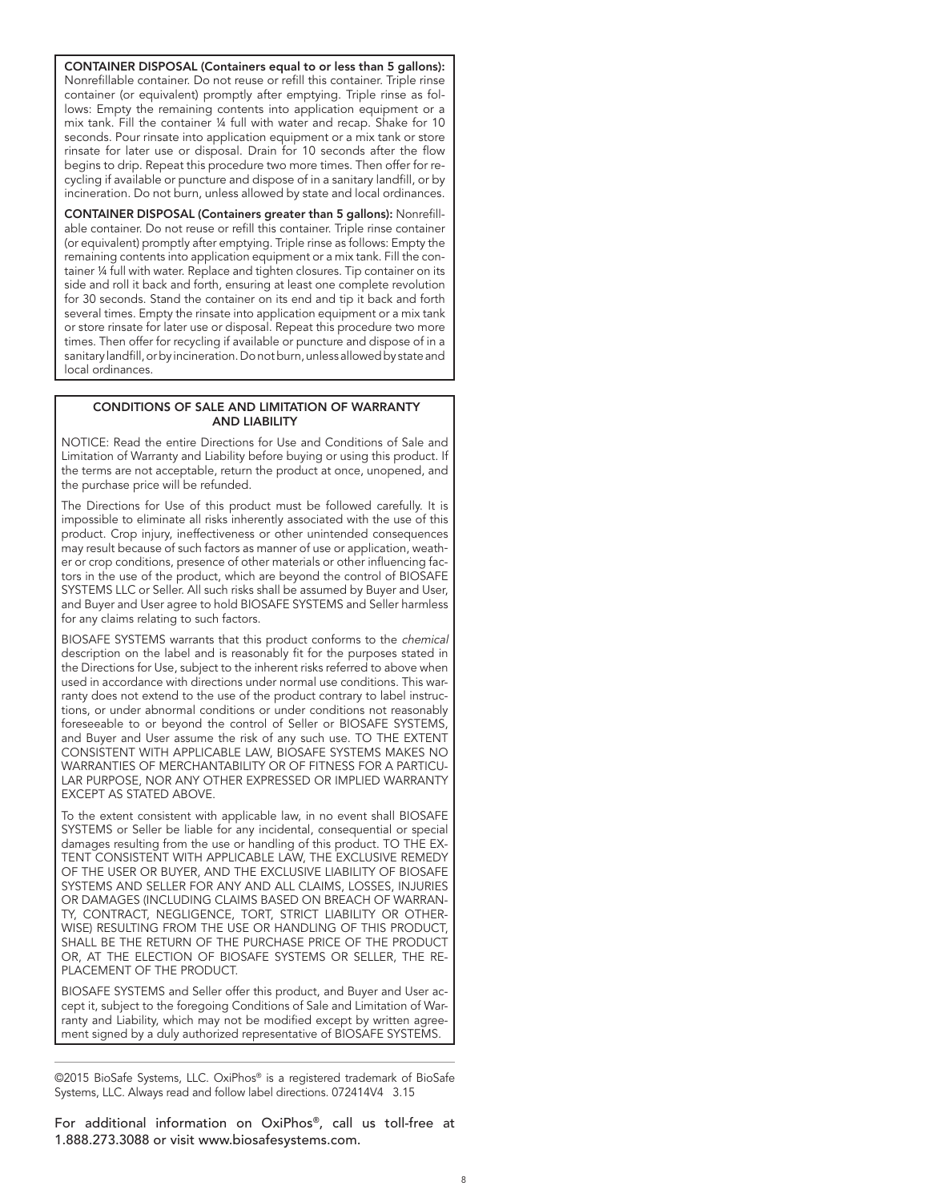**CONTAINER DISPOSAL (Containers equal to or less than 5 gallons):** Nonrefillable container. Do not reuse or refill this container. Triple rinse container (or equivalent) promptly after emptying. Triple rinse as follows: Empty the remaining contents into application equipment or a mix tank. Fill the container ¼ full with water and recap. Shake for 10 seconds. Pour rinsate into application equipment or a mix tank or store rinsate for later use or disposal. Drain for 10 seconds after the flow begins to drip. Repeat this procedure two more times. Then offer for recycling if available or puncture and dispose of in a sanitary landfill, or by incineration. Do not burn, unless allowed by state and local ordinances.

**CONTAINER DISPOSAL (Containers greater than 5 gallons):** Nonrefillable container. Do not reuse or refill this container. Triple rinse container (or equivalent) promptly after emptying. Triple rinse as follows: Empty the remaining contents into application equipment or a mix tank. Fill the container ¼ full with water. Replace and tighten closures. Tip container on its side and roll it back and forth, ensuring at least one complete revolution for 30 seconds. Stand the container on its end and tip it back and forth several times. Empty the rinsate into application equipment or a mix tank or store rinsate for later use or disposal. Repeat this procedure two more times. Then offer for recycling if available or puncture and dispose of in a sanitary landfill, or by incineration. Do not burn, unless allowed by state and local ordinances.

## CONDITIONS OF SALE AND LIMITATION OF WARRANTY AND LIABILITY

NOTICE: Read the entire Directions for Use and Conditions of Sale and Limitation of Warranty and Liability before buying or using this product. If the terms are not acceptable, return the product at once, unopened, and the purchase price will be refunded.

The Directions for Use of this product must be followed carefully. It is impossible to eliminate all risks inherently associated with the use of this product. Crop injury, ineffectiveness or other unintended consequences may result because of such factors as manner of use or application, weather or crop conditions, presence of other materials or other influencing factors in the use of the product, which are beyond the control of BIOSAFE SYSTEMS LLC or Seller. All such risks shall be assumed by Buyer and User, and Buyer and User agree to hold BIOSAFE SYSTEMS and Seller harmless for any claims relating to such factors.

BIOSAFE SYSTEMS warrants that this product conforms to the *chemical* description on the label and is reasonably fit for the purposes stated in the Directions for Use, subject to the inherent risks referred to above when used in accordance with directions under normal use conditions. This warranty does not extend to the use of the product contrary to label instructions, or under abnormal conditions or under conditions not reasonably foreseeable to or beyond the control of Seller or BIOSAFE SYSTEMS, and Buyer and User assume the risk of any such use. TO THE EXTENT CONSISTENT WITH APPLICABLE LAW, BIOSAFE SYSTEMS MAKES NO WARRANTIES OF MERCHANTABILITY OR OF FITNESS FOR A PARTICULAR PURPOSE, NOR ANY OTHER EXPRESSED OR IMPLIED WARRANTY EXCEPT AS STATED ABOVE.

To the extent consistent with applicable law, in no event shall BIOSAFE SYSTEMS or Seller be liable for any incidental, consequential or special damages resulting from the use or handling of this product. TO THE EXTENT CONSISTENT WITH APPLICABLE LAW, THE EXCLUSIVE REMEDY OF THE USER OR BUYER, AND THE EXCLUSIVE LIABILITY OF BIOSAFE SYSTEMS AND SELLER FOR ANY AND ALL CLAIMS, LOSSES, INJURIES OR DAMAGES (INCLUDING CLAIMS BASED ON BREACH OF WARRANTY, CONTRACT, NEGLIGENCE, TORT, STRICT LIABILITY OR OTHERWISE) RESULTING FROM THE USE OR HANDLING OF THIS PRODUCT, SHALL BE THE RETURN OF THE PURCHASE PRICE OF THE PRODUCT OR, AT THE ELECTION OF BIOSAFE SYSTEMS OR SELLER, THE REPLACEMENT OF THE PRODUCT.

BIOSAFE SYSTEMS and Seller offer this product, and Buyer and User accept it, subject to the foregoing Conditions of Sale and Limitation of Warranty and Liability, which may not be modified except by written agreement signed by a duly authorized representative of BIOSAFE SYSTEMS.

---

©2015 BioSafe Systems, LLC. OxiPhos® is a registered trademark of BioSafe Systems, LLC. Always read and follow label directions. 072414V4 3.15

For additional information on OxiPhos®, call us toll-free at 1.888.273.3088 or visit www.biosafesystems.com.